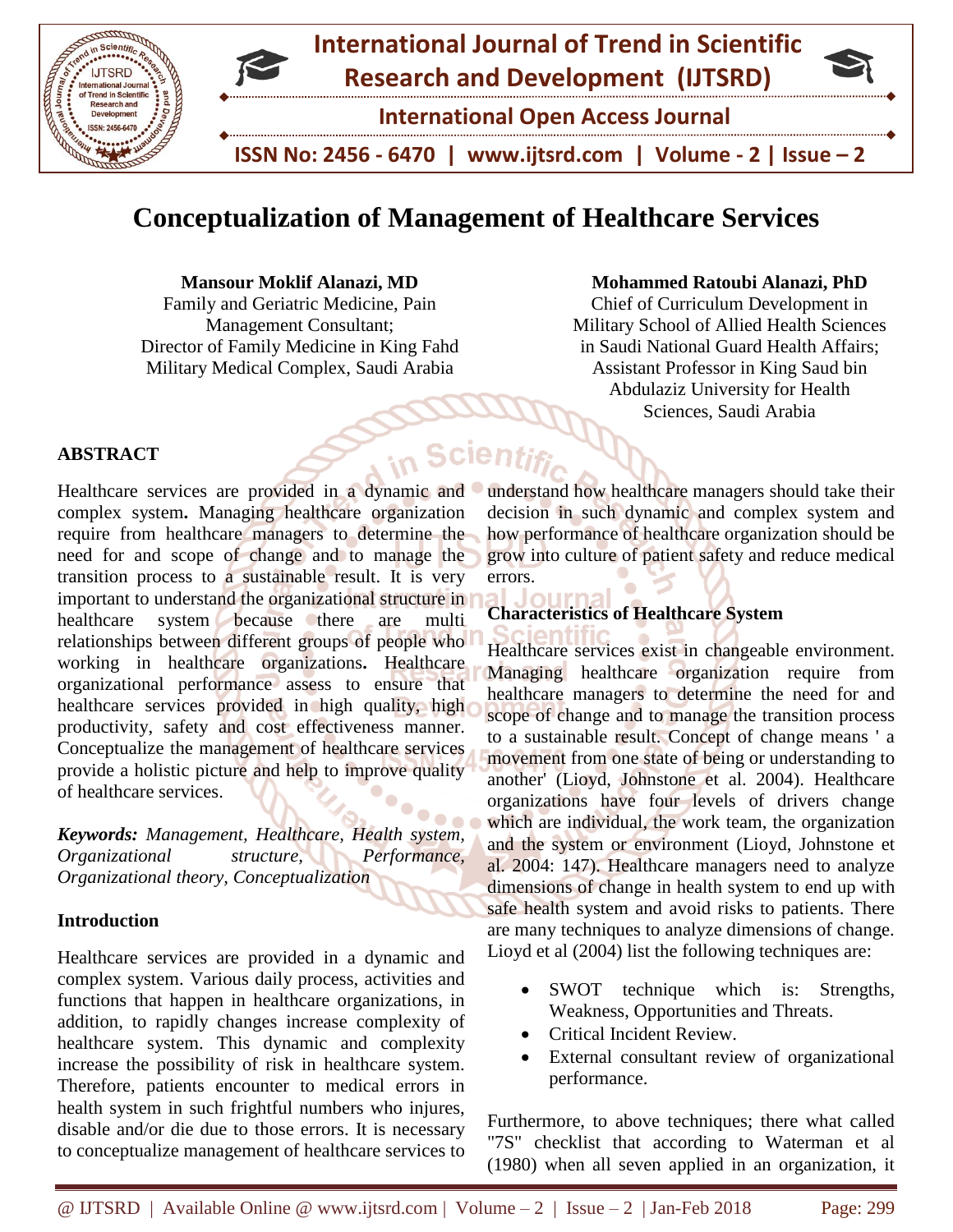# Conceptualization of Management of Healthcare Services

**Mansour Moklif Alanazi, MD**
Family and Geriatric Medicine, Pain Management Consultant;
Director of Family Medicine in King Fahd Military Medical Complex, Saudi Arabia

**Mohammed Ratoubi Alanazi, PhD**
Chief of Curriculum Development in Military School of Allied Health Sciences in Saudi National Guard Health Affairs;
Assistant Professor in King Saud bin Abdulaziz University for Health Sciences, Saudi Arabia

## ABSTRACT

Healthcare services are provided in a dynamic and complex system**.** Managing healthcare organization require from healthcare managers to determine the need for and scope of change and to manage the transition process to a sustainable result. It is very important to understand the organizational structure in healthcare system because there are multi relationships between different groups of people who working in healthcare organizations**.** Healthcare organizational performance assess to ensure that healthcare services provided in high quality, high productivity, safety and cost effectiveness manner. Conceptualize the management of healthcare services provide a holistic picture and help to improve quality of healthcare services.

***Keywords:*** *Management, Healthcare, Health system, Organizational structure, Performance, Organizational theory, Conceptualization*

## Introduction

Healthcare services are provided in a dynamic and complex system. Various daily process, activities and functions that happen in healthcare organizations, in addition, to rapidly changes increase complexity of healthcare system. This dynamic and complexity increase the possibility of risk in healthcare system. Therefore, patients encounter to medical errors in health system in such frightful numbers who injures, disable and/or die due to those errors. It is necessary to conceptualize management of healthcare services to understand how healthcare managers should take their decision in such dynamic and complex system and how performance of healthcare organization should be grow into culture of patient safety and reduce medical errors.

## Characteristics of Healthcare System

Healthcare services exist in changeable environment. Managing healthcare organization require from healthcare managers to determine the need for and scope of change and to manage the transition process to a sustainable result. Concept of change means ' a movement from one state of being or understanding to another' (Lioyd, Johnstone et al. 2004). Healthcare organizations have four levels of drivers change which are individual, the work team, the organization and the system or environment (Lioyd, Johnstone et al. 2004: 147). Healthcare managers need to analyze dimensions of change in health system to end up with safe health system and avoid risks to patients. There are many techniques to analyze dimensions of change. Lioyd et al (2004) list the following techniques are:

- SWOT technique which is: Strengths, Weakness, Opportunities and Threats.
- Critical Incident Review.
- External consultant review of organizational performance.

Furthermore, to above techniques; there what called "7S" checklist that according to Waterman et al (1980) when all seven applied in an organization, it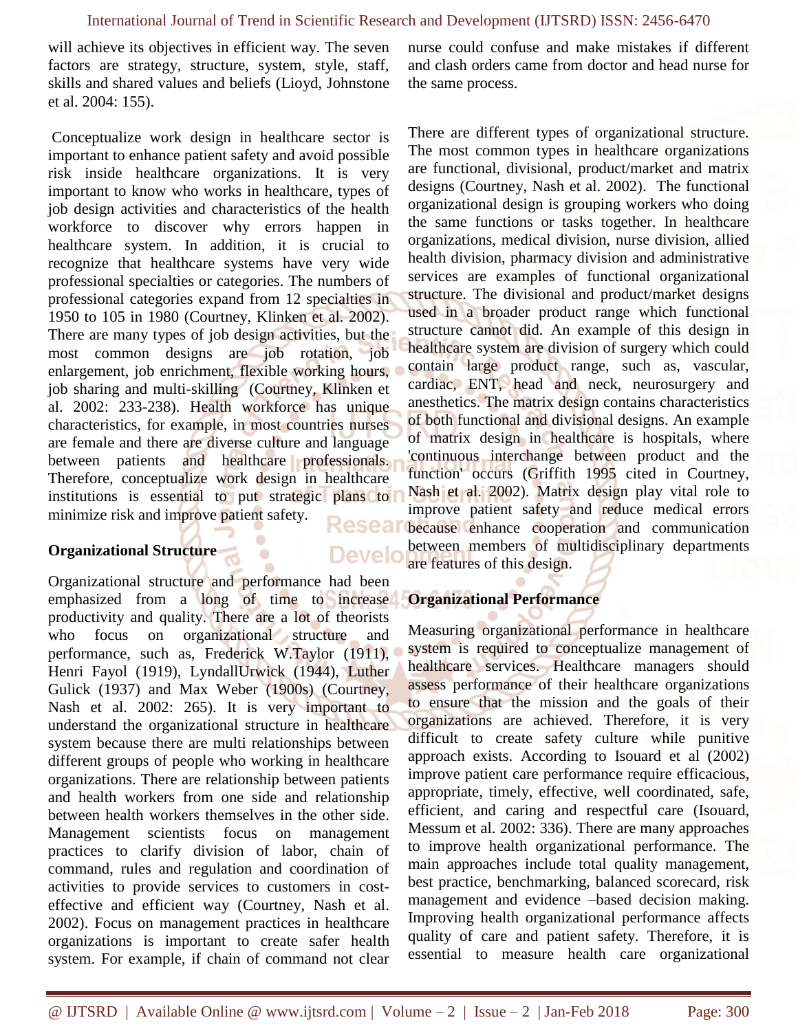will achieve its objectives in efficient way. The seven factors are strategy, structure, system, style, staff, skills and shared values and beliefs (Lioyd, Johnstone et al. 2004: 155).

Conceptualize work design in healthcare sector is important to enhance patient safety and avoid possible risk inside healthcare organizations. It is very important to know who works in healthcare, types of job design activities and characteristics of the health workforce to discover why errors happen in healthcare system. In addition, it is crucial to recognize that healthcare systems have very wide professional specialties or categories. The numbers of professional categories expand from 12 specialties in 1950 to 105 in 1980 (Courtney, Klinken et al. 2002). There are many types of job design activities, but the most common designs are job rotation, job enlargement, job enrichment, flexible working hours, job sharing and multi-skilling (Courtney, Klinken et al. 2002: 233-238). Health workforce has unique characteristics, for example, in most countries nurses are female and there are diverse culture and language between patients and healthcare professionals. Therefore, conceptualize work design in healthcare institutions is essential to put strategic plans to minimize risk and improve patient safety.

## Organizational Structure

Organizational structure and performance had been emphasized from a long of time to increase productivity and quality. There are a lot of theorists who focus on organizational structure and performance, such as, Frederick W.Taylor (1911), Henri Fayol (1919), LyndallUrwick (1944), Luther Gulick (1937) and Max Weber (1900s) (Courtney, Nash et al. 2002: 265). It is very important to understand the organizational structure in healthcare system because there are multi relationships between different groups of people who working in healthcare organizations. There are relationship between patients and health workers from one side and relationship between health workers themselves in the other side. Management scientists focus on management practices to clarify division of labor, chain of command, rules and regulation and coordination of activities to provide services to customers in cost-effective and efficient way (Courtney, Nash et al. 2002). Focus on management practices in healthcare organizations is important to create safer health system. For example, if chain of command not clear nurse could confuse and make mistakes if different and clash orders came from doctor and head nurse for the same process.

There are different types of organizational structure. The most common types in healthcare organizations are functional, divisional, product/market and matrix designs (Courtney, Nash et al. 2002). The functional organizational design is grouping workers who doing the same functions or tasks together. In healthcare organizations, medical division, nurse division, allied health division, pharmacy division and administrative services are examples of functional organizational structure. The divisional and product/market designs used in a broader product range which functional structure cannot did. An example of this design in healthcare system are division of surgery which could contain large product range, such as, vascular, cardiac, ENT, head and neck, neurosurgery and anesthetics. The matrix design contains characteristics of both functional and divisional designs. An example of matrix design in healthcare is hospitals, where 'continuous interchange between product and the function' occurs (Griffith 1995 cited in Courtney, Nash et al. 2002). Matrix design play vital role to improve patient safety and reduce medical errors because enhance cooperation and communication between members of multidisciplinary departments are features of this design.

## Organizational Performance

Measuring organizational performance in healthcare system is required to conceptualize management of healthcare services. Healthcare managers should assess performance of their healthcare organizations to ensure that the mission and the goals of their organizations are achieved. Therefore, it is very difficult to create safety culture while punitive approach exists. According to Isouard et al (2002) improve patient care performance require efficacious, appropriate, timely, effective, well coordinated, safe, efficient, and caring and respectful care (Isouard, Messum et al. 2002: 336). There are many approaches to improve health organizational performance. The main approaches include total quality management, best practice, benchmarking, balanced scorecard, risk management and evidence –based decision making. Improving health organizational performance affects quality of care and patient safety. Therefore, it is essential to measure health care organizational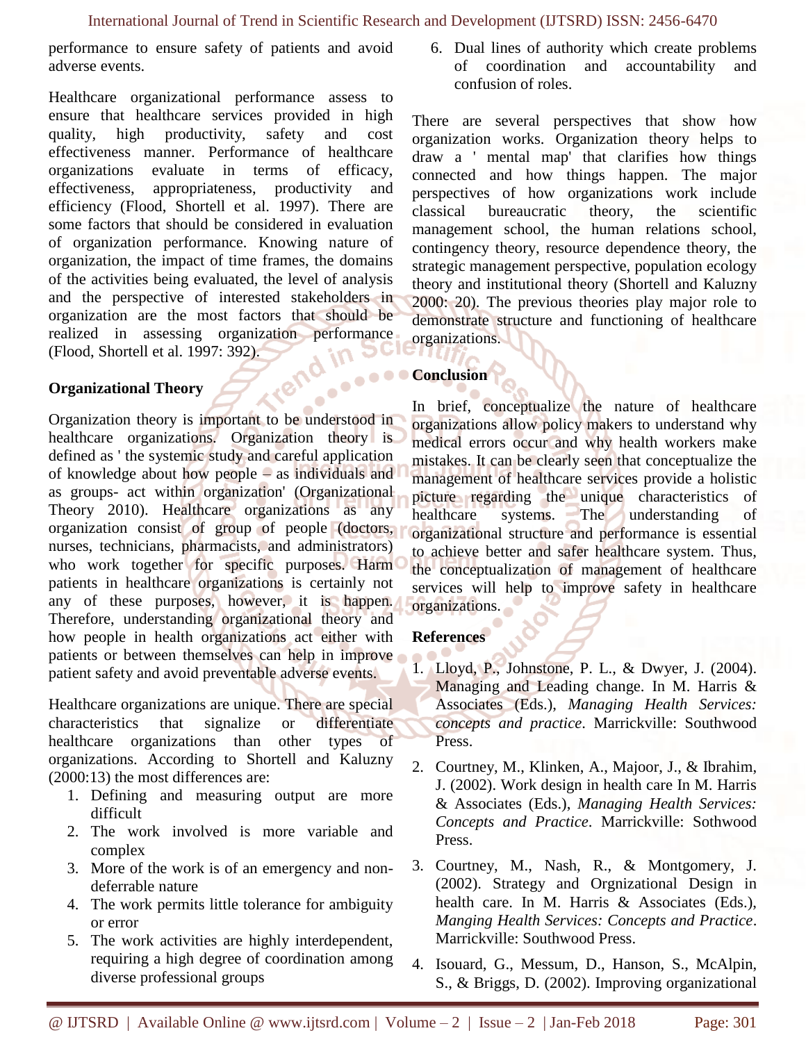performance to ensure safety of patients and avoid adverse events.

Healthcare organizational performance assess to ensure that healthcare services provided in high quality, high productivity, safety and cost effectiveness manner. Performance of healthcare organizations evaluate in terms of efficacy, effectiveness, appropriateness, productivity and efficiency (Flood, Shortell et al. 1997). There are some factors that should be considered in evaluation of organization performance. Knowing nature of organization, the impact of time frames, the domains of the activities being evaluated, the level of analysis and the perspective of interested stakeholders in organization are the most factors that should be realized in assessing organization performance (Flood, Shortell et al. 1997: 392).

**Organizational Theory**

Organization theory is important to be understood in healthcare organizations. Organization theory is defined as ' the systemic study and careful application of knowledge about how people – as individuals and as groups- act within organization' (Organizational Theory 2010). Healthcare organizations as any organization consist of group of people (doctors, nurses, technicians, pharmacists, and administrators) who work together for specific purposes. Harm patients in healthcare organizations is certainly not any of these purposes, however, it is happen. Therefore, understanding organizational theory and how people in health organizations act either with patients or between themselves can help in improve patient safety and avoid preventable adverse events.

Healthcare organizations are unique. There are special characteristics that signalize or differentiate healthcare organizations than other types of organizations. According to Shortell and Kaluzny (2000:13) the most differences are:

1. Defining and measuring output are more difficult
2. The work involved is more variable and complex
3. More of the work is of an emergency and non-deferrable nature
4. The work permits little tolerance for ambiguity or error
5. The work activities are highly interdependent, requiring a high degree of coordination among diverse professional groups
6. Dual lines of authority which create problems of coordination and accountability and confusion of roles.

There are several perspectives that show how organization works. Organization theory helps to draw a ' mental map' that clarifies how things connected and how things happen. The major perspectives of how organizations work include classical bureaucratic theory, the scientific management school, the human relations school, contingency theory, resource dependence theory, the strategic management perspective, population ecology theory and institutional theory (Shortell and Kaluzny 2000: 20). The previous theories play major role to demonstrate structure and functioning of healthcare organizations.

**Conclusion**

In brief, conceptualize the nature of healthcare organizations allow policy makers to understand why medical errors occur and why health workers make mistakes. It can be clearly seen that conceptualize the management of healthcare services provide a holistic picture regarding the unique characteristics of healthcare systems. The understanding of organizational structure and performance is essential to achieve better and safer healthcare system. Thus, the conceptualization of management of healthcare services will help to improve safety in healthcare organizations.

**References**

1. Lloyd, P., Johnstone, P. L., & Dwyer, J. (2004). Managing and Leading change. In M. Harris & Associates (Eds.), *Managing Health Services: concepts and practice*. Marrickville: Southwood Press.
2. Courtney, M., Klinken, A., Majoor, J., & Ibrahim, J. (2002). Work design in health care In M. Harris & Associates (Eds.), *Managing Health Services: Concepts and Practice*. Marrickville: Sothwood Press.
3. Courtney, M., Nash, R., & Montgomery, J. (2002). Strategy and Orgnizational Design in health care. In M. Harris & Associates (Eds.), *Manging Health Services: Concepts and Practice*. Marrickville: Southwood Press.
4. Isouard, G., Messum, D., Hanson, S., McAlpin, S., & Briggs, D. (2002). Improving organizational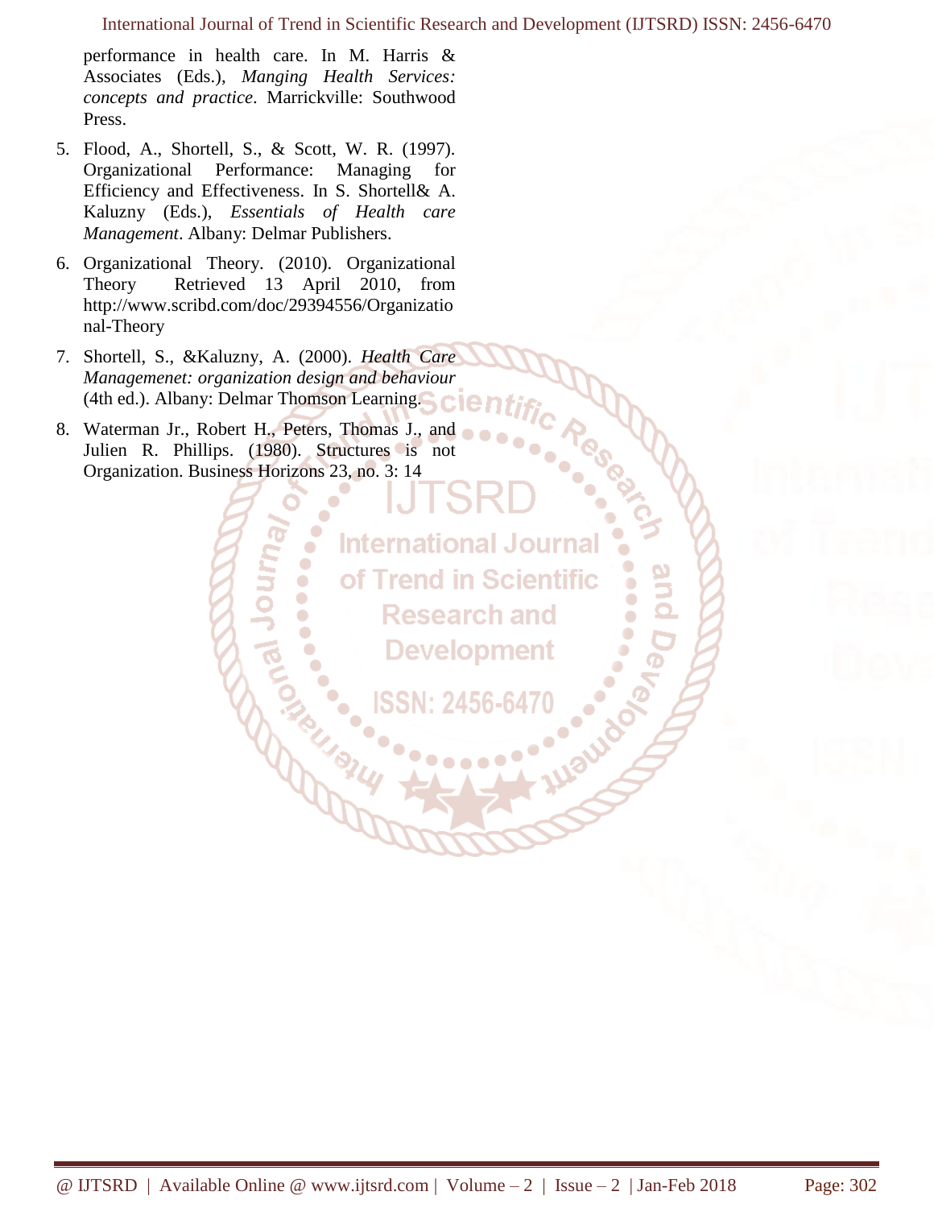performance in health care. In M. Harris & Associates (Eds.), *Manging Health Services: concepts and practice*. Marrickville: Southwood Press.

5. Flood, A., Shortell, S., & Scott, W. R. (1997). Organizational Performance: Managing for Efficiency and Effectiveness. In S. Shortell& A. Kaluzny (Eds.), *Essentials of Health care Management*. Albany: Delmar Publishers.
6. Organizational Theory. (2010). Organizational Theory Retrieved 13 April 2010, from http://www.scribd.com/doc/29394556/Organizational-Theory
7. Shortell, S., &Kaluzny, A. (2000). *Health Care Managemenet: organization design and behaviour* (4th ed.). Albany: Delmar Thomson Learning.
8. Waterman Jr., Robert H., Peters, Thomas J., and Julien R. Phillips. (1980). Structures is not Organization. Business Horizons 23, no. 3: 14